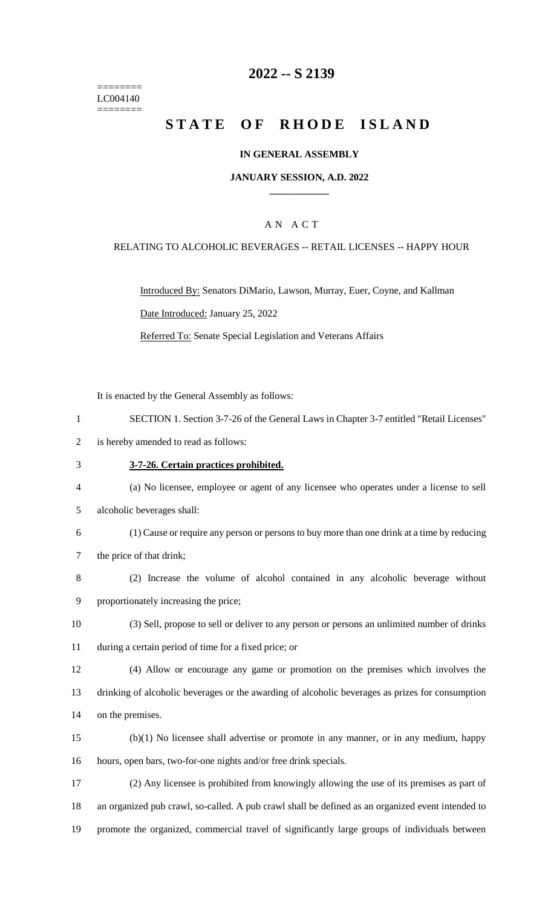========
LC004140
========

# 2022 -- S 2139

# STATE OF RHODE ISLAND

**IN GENERAL ASSEMBLY**

**JANUARY SESSION, A.D. 2022**

____________

A N A C T

RELATING TO ALCOHOLIC BEVERAGES -- RETAIL LICENSES -- HAPPY HOUR

Introduced By: Senators DiMario, Lawson, Murray, Euer, Coyne, and Kallman

Date Introduced: January 25, 2022

Referred To: Senate Special Legislation and Veterans Affairs

It is enacted by the General Assembly as follows:

SECTION 1. Section 3-7-26 of the General Laws in Chapter 3-7 entitled "Retail Licenses" is hereby amended to read as follows:

**3-7-26. Certain practices prohibited.**

(a) No licensee, employee or agent of any licensee who operates under a license to sell alcoholic beverages shall:

(1) Cause or require any person or persons to buy more than one drink at a time by reducing the price of that drink;

(2) Increase the volume of alcohol contained in any alcoholic beverage without proportionately increasing the price;

(3) Sell, propose to sell or deliver to any person or persons an unlimited number of drinks during a certain period of time for a fixed price; or

(4) Allow or encourage any game or promotion on the premises which involves the drinking of alcoholic beverages or the awarding of alcoholic beverages as prizes for consumption on the premises.

(b)(1) No licensee shall advertise or promote in any manner, or in any medium, happy hours, open bars, two-for-one nights and/or free drink specials.

(2) Any licensee is prohibited from knowingly allowing the use of its premises as part of an organized pub crawl, so-called. A pub crawl shall be defined as an organized event intended to promote the organized, commercial travel of significantly large groups of individuals between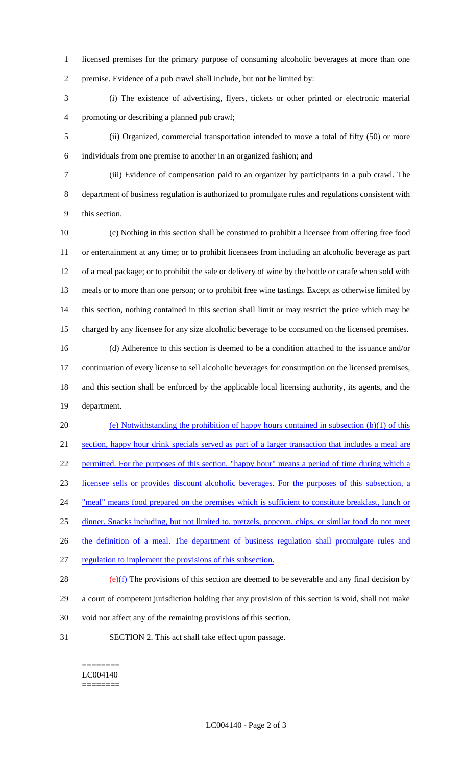licensed premises for the primary purpose of consuming alcoholic beverages at more than one premise. Evidence of a pub crawl shall include, but not be limited by:

(i) The existence of advertising, flyers, tickets or other printed or electronic material promoting or describing a planned pub crawl;

(ii) Organized, commercial transportation intended to move a total of fifty (50) or more individuals from one premise to another in an organized fashion; and

(iii) Evidence of compensation paid to an organizer by participants in a pub crawl. The department of business regulation is authorized to promulgate rules and regulations consistent with this section.

(c) Nothing in this section shall be construed to prohibit a licensee from offering free food or entertainment at any time; or to prohibit licensees from including an alcoholic beverage as part of a meal package; or to prohibit the sale or delivery of wine by the bottle or carafe when sold with meals or to more than one person; or to prohibit free wine tastings. Except as otherwise limited by this section, nothing contained in this section shall limit or may restrict the price which may be charged by any licensee for any size alcoholic beverage to be consumed on the licensed premises.

(d) Adherence to this section is deemed to be a condition attached to the issuance and/or continuation of every license to sell alcoholic beverages for consumption on the licensed premises, and this section shall be enforced by the applicable local licensing authority, its agents, and the department.

(e) Notwithstanding the prohibition of happy hours contained in subsection (b)(1) of this section, happy hour drink specials served as part of a larger transaction that includes a meal are permitted. For the purposes of this section, "happy hour" means a period of time during which a licensee sells or provides discount alcoholic beverages. For the purposes of this subsection, a "meal" means food prepared on the premises which is sufficient to constitute breakfast, lunch or dinner. Snacks including, but not limited to, pretzels, popcorn, chips, or similar food do not meet the definition of a meal. The department of business regulation shall promulgate rules and regulation to implement the provisions of this subsection.

~~(e)~~(f) The provisions of this section are deemed to be severable and any final decision by a court of competent jurisdiction holding that any provision of this section is void, shall not make void nor affect any of the remaining provisions of this section.

SECTION 2. This act shall take effect upon passage.

========
LC004140
========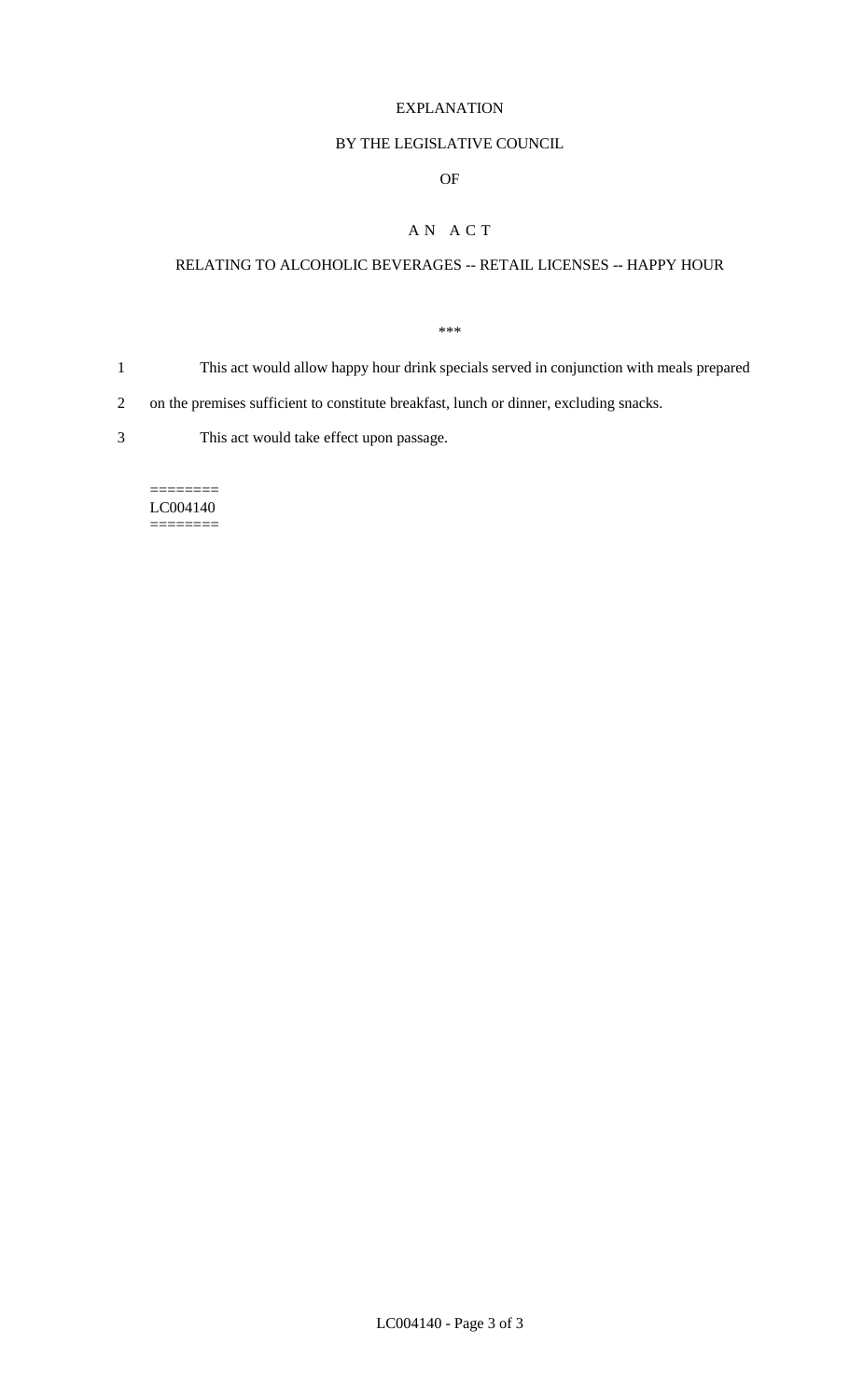EXPLANATION

BY THE LEGISLATIVE COUNCIL

OF

A N A C T

RELATING TO ALCOHOLIC BEVERAGES -- RETAIL LICENSES -- HAPPY HOUR

\*\*\*

1 This act would allow happy hour drink specials served in conjunction with meals prepared
2 on the premises sufficient to constitute breakfast, lunch or dinner, excluding snacks.
3 This act would take effect upon passage.

========
LC004140
========